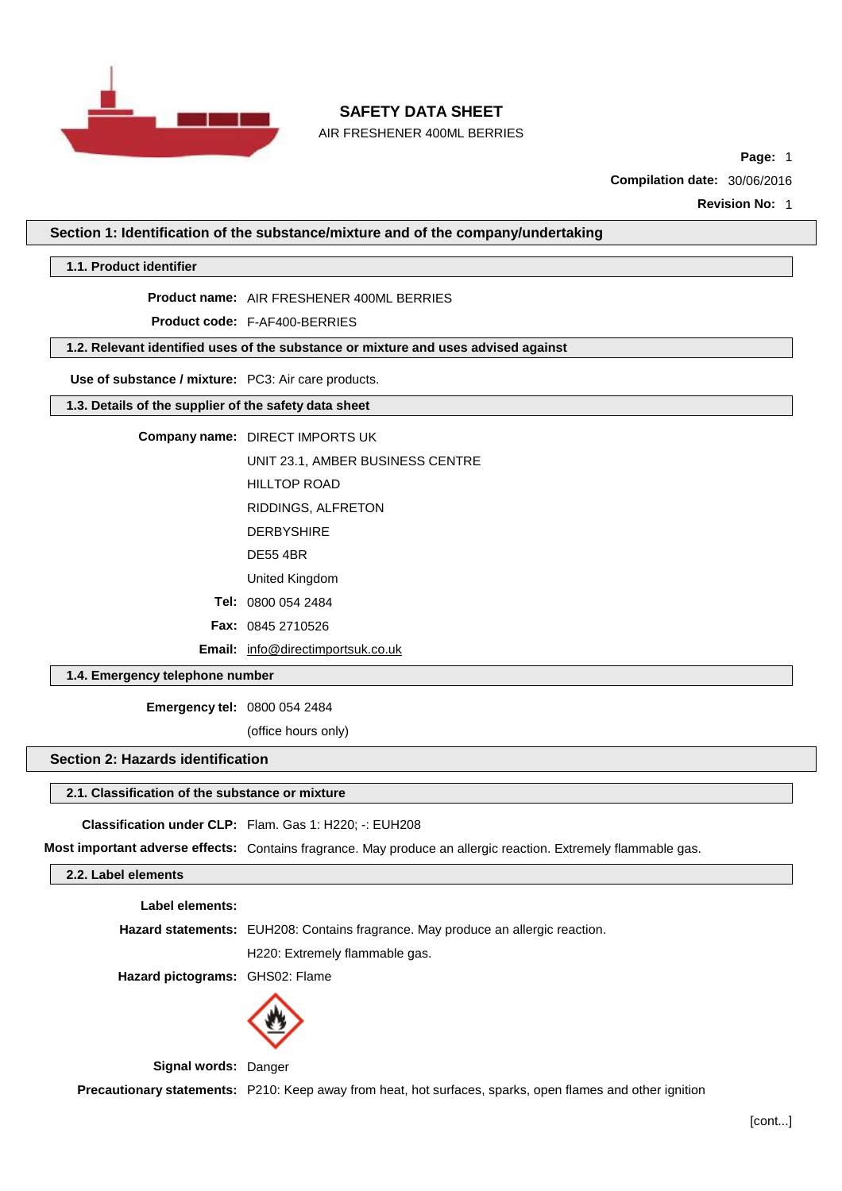# SAFETY DATA SHEET

AIR FRESHENER 400ML BERRIES

**Compilation date:** 30/06/2016

**Revision No:** 1

## Section 1: Identification of the substance/mixture and of the company/undertaking

### 1.1. Product identifier

**Product name:** AIR FRESHENER 400ML BERRIES

**Product code:** F-AF400-BERRIES

### 1.2. Relevant identified uses of the substance or mixture and uses advised against

**Use of substance / mixture:** PC3: Air care products.

### 1.3. Details of the supplier of the safety data sheet

**Company name:** DIRECT IMPORTS UK

UNIT 23.1, AMBER BUSINESS CENTRE

HILLTOP ROAD

RIDDINGS, ALFRETON

DERBYSHIRE

DE55 4BR

United Kingdom

**Tel:** 0800 054 2484

**Fax:** 0845 2710526

**Email:** info@directimportsuk.co.uk

### 1.4. Emergency telephone number

**Emergency tel:** 0800 054 2484

(office hours only)

## Section 2: Hazards identification

### 2.1. Classification of the substance or mixture

**Classification under CLP:** Flam. Gas 1: H220; -: EUH208

**Most important adverse effects:** Contains fragrance. May produce an allergic reaction. Extremely flammable gas.

### 2.2. Label elements

**Label elements:**

**Hazard statements:** EUH208: Contains fragrance. May produce an allergic reaction.

H220: Extremely flammable gas.

**Hazard pictograms:** GHS02: Flame

**Signal words:** Danger

**Precautionary statements:** P210: Keep away from heat, hot surfaces, sparks, open flames and other ignition

[cont...]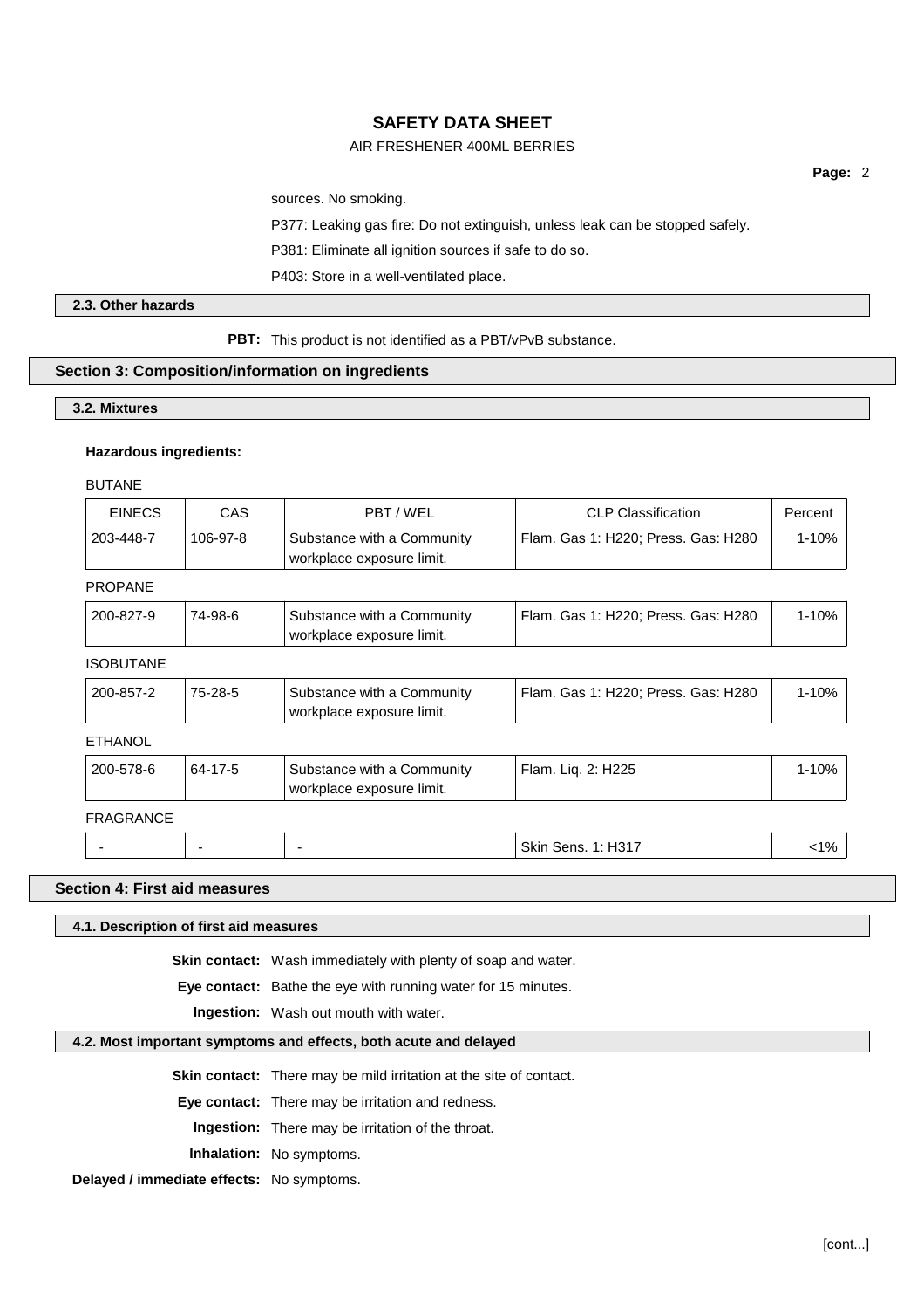sources. No smoking.

P377: Leaking gas fire: Do not extinguish, unless leak can be stopped safely.

P381: Eliminate all ignition sources if safe to do so.

P403: Store in a well-ventilated place.

### 2.3. Other hazards

**PBT:** This product is not identified as a PBT/vPvB substance.

## Section 3: Composition/information on ingredients

### 3.2. Mixtures

**Hazardous ingredients:**

BUTANE

| EINECS | CAS | PBT / WEL | CLP Classification | Percent |
|---|---|---|---|---|
| 203-448-7 | 106-97-8 | Substance with a Community workplace exposure limit. | Flam. Gas 1: H220; Press. Gas: H280 | 1-10% |

PROPANE

| | | | | |
|---|---|---|---|---|
| 200-827-9 | 74-98-6 | Substance with a Community workplace exposure limit. | Flam. Gas 1: H220; Press. Gas: H280 | 1-10% |

ISOBUTANE

| | | | | |
|---|---|---|---|---|
| 200-857-2 | 75-28-5 | Substance with a Community workplace exposure limit. | Flam. Gas 1: H220; Press. Gas: H280 | 1-10% |

ETHANOL

| | | | | |
|---|---|---|---|---|
| 200-578-6 | 64-17-5 | Substance with a Community workplace exposure limit. | Flam. Liq. 2: H225 | 1-10% |

FRAGRANCE

| | | | | |
|---|---|---|---|---|
| - | - | - | Skin Sens. 1: H317 | <1% |

## Section 4: First aid measures

### 4.1. Description of first aid measures

**Skin contact:** Wash immediately with plenty of soap and water.

**Eye contact:** Bathe the eye with running water for 15 minutes.

**Ingestion:** Wash out mouth with water.

### 4.2. Most important symptoms and effects, both acute and delayed

**Skin contact:** There may be mild irritation at the site of contact.

**Eye contact:** There may be irritation and redness.

**Ingestion:** There may be irritation of the throat.

**Inhalation:** No symptoms.

**Delayed / immediate effects:** No symptoms.

[cont...]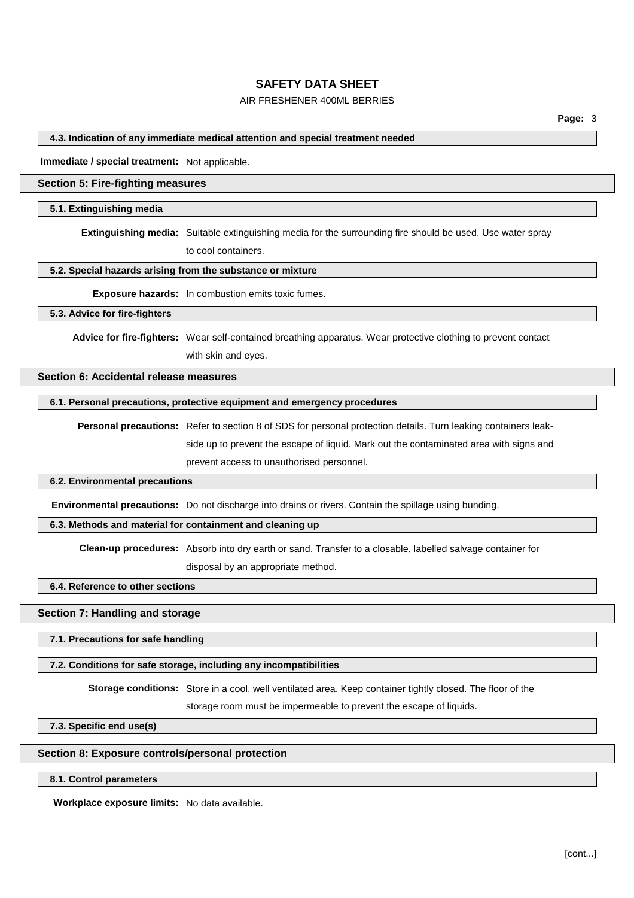#### 4.3. Indication of any immediate medical attention and special treatment needed

**Immediate / special treatment:** Not applicable.

## Section 5: Fire-fighting measures

#### 5.1. Extinguishing media

**Extinguishing media:** Suitable extinguishing media for the surrounding fire should be used. Use water spray to cool containers.

#### 5.2. Special hazards arising from the substance or mixture

**Exposure hazards:** In combustion emits toxic fumes.

#### 5.3. Advice for fire-fighters

**Advice for fire-fighters:** Wear self-contained breathing apparatus. Wear protective clothing to prevent contact with skin and eyes.

## Section 6: Accidental release measures

#### 6.1. Personal precautions, protective equipment and emergency procedures

**Personal precautions:** Refer to section 8 of SDS for personal protection details. Turn leaking containers leak-side up to prevent the escape of liquid. Mark out the contaminated area with signs and prevent access to unauthorised personnel.

#### 6.2. Environmental precautions

**Environmental precautions:** Do not discharge into drains or rivers. Contain the spillage using bunding.

#### 6.3. Methods and material for containment and cleaning up

**Clean-up procedures:** Absorb into dry earth or sand. Transfer to a closable, labelled salvage container for disposal by an appropriate method.

#### 6.4. Reference to other sections

## Section 7: Handling and storage

#### 7.1. Precautions for safe handling

#### 7.2. Conditions for safe storage, including any incompatibilities

**Storage conditions:** Store in a cool, well ventilated area. Keep container tightly closed. The floor of the storage room must be impermeable to prevent the escape of liquids.

#### 7.3. Specific end use(s)

## Section 8: Exposure controls/personal protection

#### 8.1. Control parameters

**Workplace exposure limits:** No data available.

[cont...]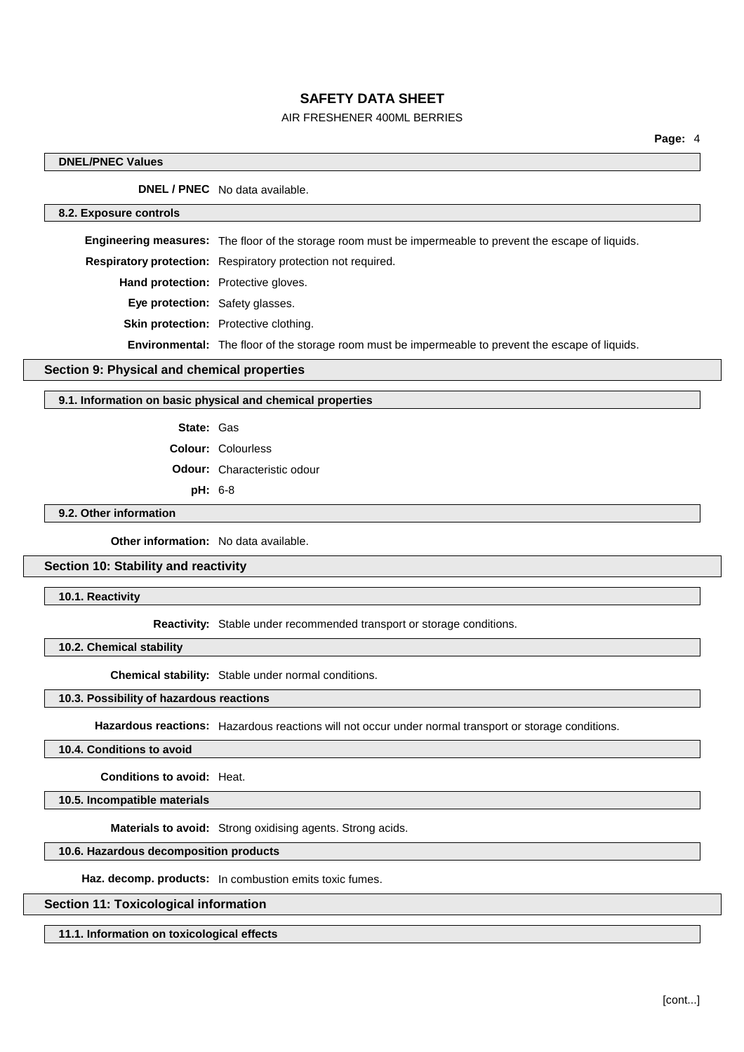### DNEL/PNEC Values

**DNEL / PNEC** No data available.

### 8.2. Exposure controls

**Engineering measures:** The floor of the storage room must be impermeable to prevent the escape of liquids.

**Respiratory protection:** Respiratory protection not required.

**Hand protection:** Protective gloves.

**Eye protection:** Safety glasses.

**Skin protection:** Protective clothing.

**Environmental:** The floor of the storage room must be impermeable to prevent the escape of liquids.

## Section 9: Physical and chemical properties

### 9.1. Information on basic physical and chemical properties

**State:** Gas

**Colour:** Colourless

**Odour:** Characteristic odour

**pH:** 6-8

### 9.2. Other information

**Other information:** No data available.

## Section 10: Stability and reactivity

### 10.1. Reactivity

**Reactivity:** Stable under recommended transport or storage conditions.

### 10.2. Chemical stability

**Chemical stability:** Stable under normal conditions.

### 10.3. Possibility of hazardous reactions

**Hazardous reactions:** Hazardous reactions will not occur under normal transport or storage conditions.

### 10.4. Conditions to avoid

**Conditions to avoid:** Heat.

### 10.5. Incompatible materials

**Materials to avoid:** Strong oxidising agents. Strong acids.

### 10.6. Hazardous decomposition products

**Haz. decomp. products:** In combustion emits toxic fumes.

## Section 11: Toxicological information

### 11.1. Information on toxicological effects

[cont...]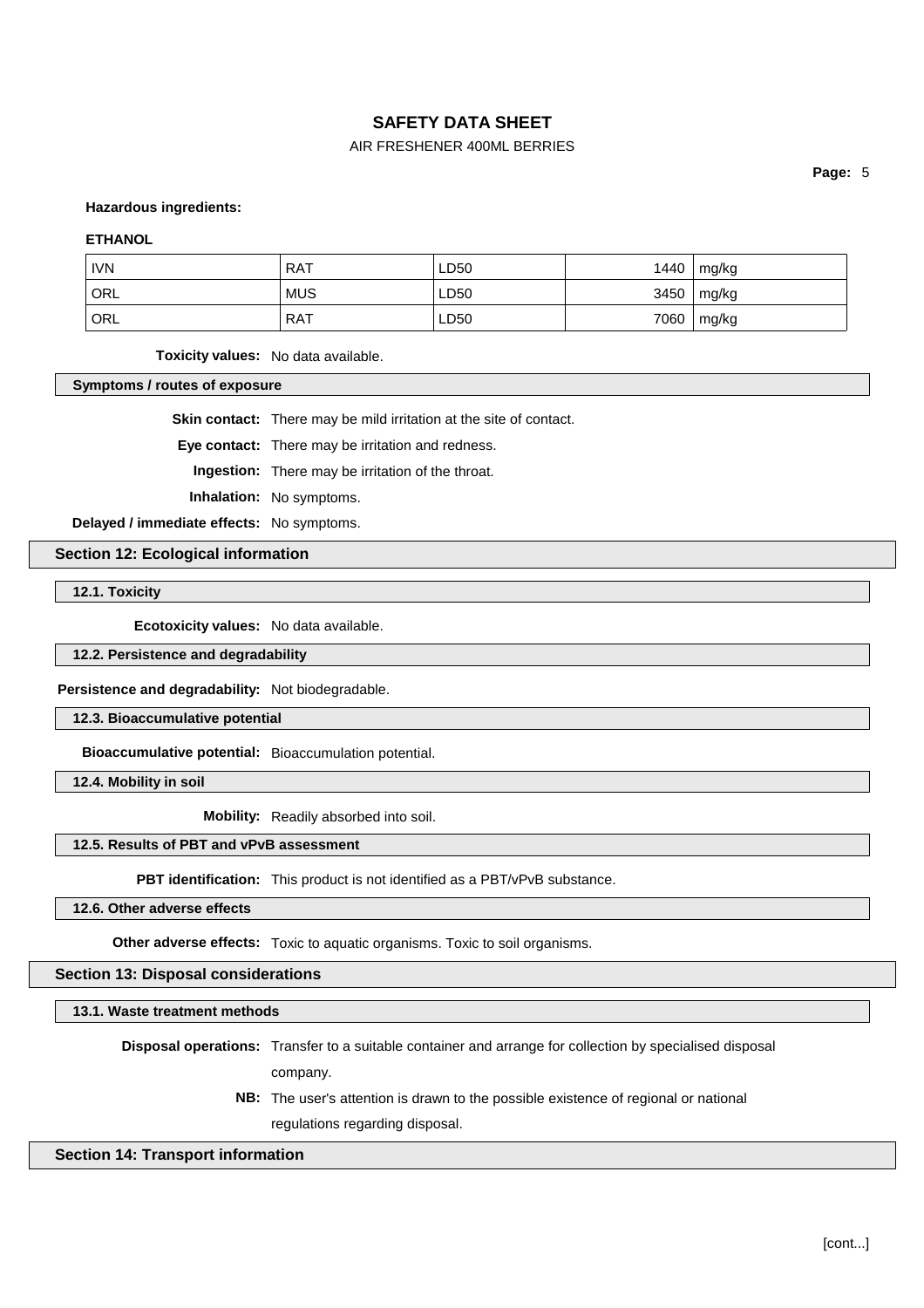**Hazardous ingredients:**

**ETHANOL**

| | | | | |
|---|---|---|---|---|
| IVN | RAT | LD50 | 1440 | mg/kg |
| ORL | MUS | LD50 | 3450 | mg/kg |
| ORL | RAT | LD50 | 7060 | mg/kg |

**Toxicity values:** No data available.

**Symptoms / routes of exposure**

**Skin contact:** There may be mild irritation at the site of contact.

**Eye contact:** There may be irritation and redness.

**Ingestion:** There may be irritation of the throat.

**Inhalation:** No symptoms.

**Delayed / immediate effects:** No symptoms.

## Section 12: Ecological information

### 12.1. Toxicity

**Ecotoxicity values:** No data available.

### 12.2. Persistence and degradability

**Persistence and degradability:** Not biodegradable.

### 12.3. Bioaccumulative potential

**Bioaccumulative potential:** Bioaccumulation potential.

### 12.4. Mobility in soil

**Mobility:** Readily absorbed into soil.

### 12.5. Results of PBT and vPvB assessment

**PBT identification:** This product is not identified as a PBT/vPvB substance.

### 12.6. Other adverse effects

**Other adverse effects:** Toxic to aquatic organisms. Toxic to soil organisms.

## Section 13: Disposal considerations

### 13.1. Waste treatment methods

**Disposal operations:** Transfer to a suitable container and arrange for collection by specialised disposal company.

**NB:** The user's attention is drawn to the possible existence of regional or national regulations regarding disposal.

## Section 14: Transport information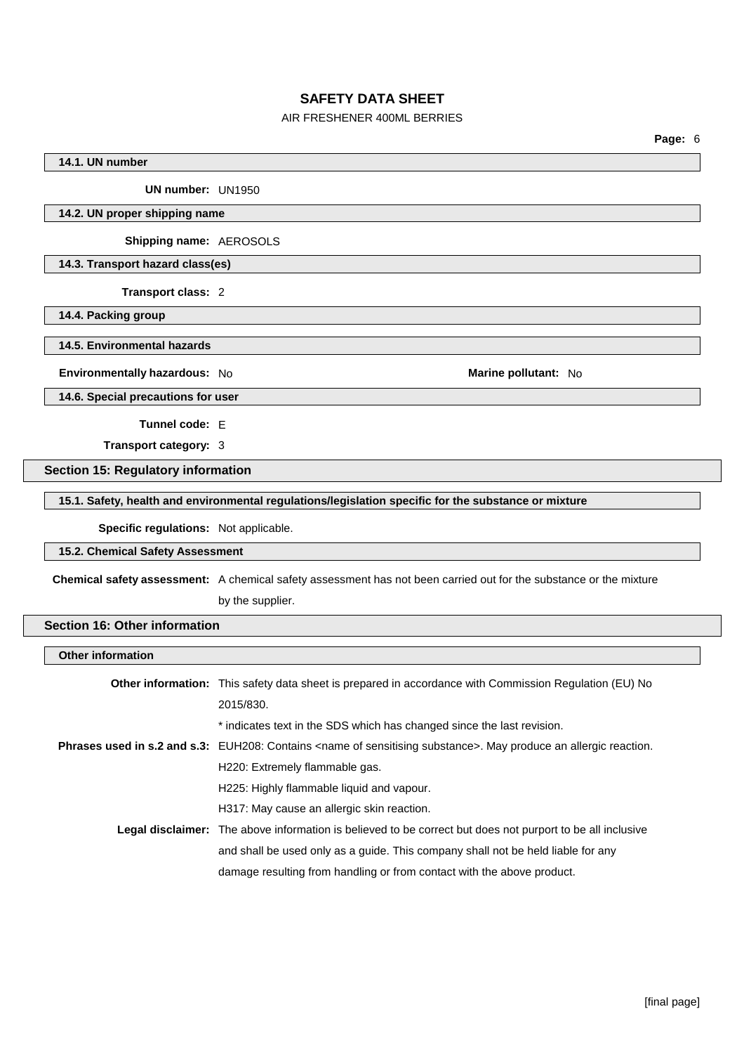### 14.1. UN number

**UN number:** UN1950

### 14.2. UN proper shipping name

**Shipping name:** AEROSOLS

### 14.3. Transport hazard class(es)

**Transport class:** 2

### 14.4. Packing group

### 14.5. Environmental hazards

**Environmentally hazardous:** No

**Marine pollutant:** No

### 14.6. Special precautions for user

**Tunnel code:** E

**Transport category:** 3

## Section 15: Regulatory information

### 15.1. Safety, health and environmental regulations/legislation specific for the substance or mixture

**Specific regulations:** Not applicable.

### 15.2. Chemical Safety Assessment

**Chemical safety assessment:** A chemical safety assessment has not been carried out for the substance or the mixture by the supplier.

## Section 16: Other information

### Other information

**Other information:** This safety data sheet is prepared in accordance with Commission Regulation (EU) No 2015/830.

* indicates text in the SDS which has changed since the last revision.

**Phrases used in s.2 and s.3:** EUH208: Contains <name of sensitising substance>. May produce an allergic reaction.

H220: Extremely flammable gas.

H225: Highly flammable liquid and vapour.

H317: May cause an allergic skin reaction.

**Legal disclaimer:** The above information is believed to be correct but does not purport to be all inclusive and shall be used only as a guide. This company shall not be held liable for any damage resulting from handling or from contact with the above product.

[final page]